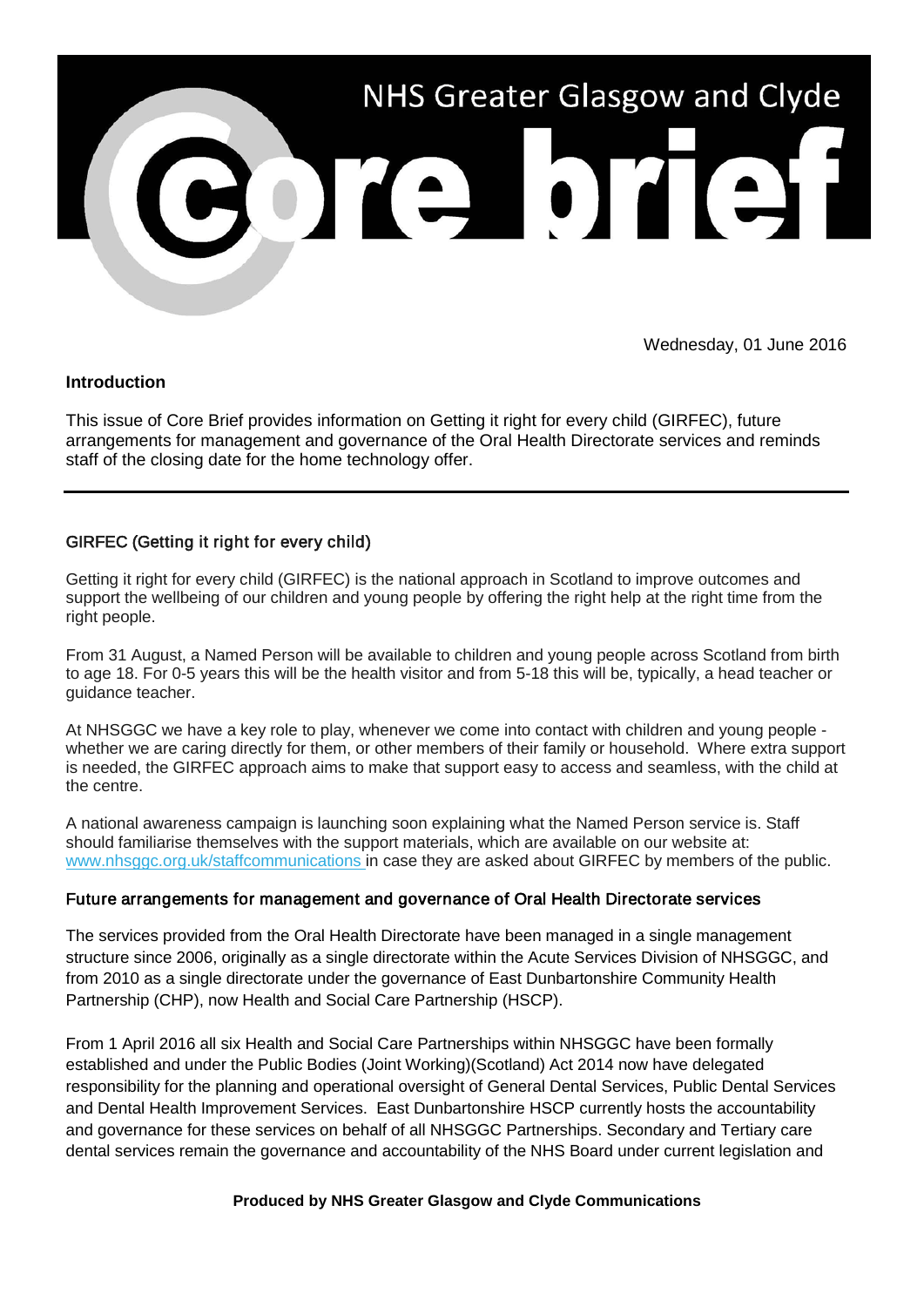# NHS Greater Glasgow and Clyde Core brief

Wednesday, 01 June 2016

**Introduction**

This issue of Core Brief provides information on Getting it right for every child (GIRFEC), future arrangements for management and governance of the Oral Health Directorate services and reminds staff of the closing date for the home technology offer.

---

## GIRFEC (Getting it right for every child)

Getting it right for every child (GIRFEC) is the national approach in Scotland to improve outcomes and support the wellbeing of our children and young people by offering the right help at the right time from the right people.

From 31 August, a Named Person will be available to children and young people across Scotland from birth to age 18. For 0-5 years this will be the health visitor and from 5-18 this will be, typically, a head teacher or guidance teacher.

At NHSGGC we have a key role to play, whenever we come into contact with children and young people - whether we are caring directly for them, or other members of their family or household. Where extra support is needed, the GIRFEC approach aims to make that support easy to access and seamless, with the child at the centre.

A national awareness campaign is launching soon explaining what the Named Person service is. Staff should familiarise themselves with the support materials, which are available on our website at: www.nhsggc.org.uk/staffcommunications in case they are asked about GIRFEC by members of the public.

## Future arrangements for management and governance of Oral Health Directorate services

The services provided from the Oral Health Directorate have been managed in a single management structure since 2006, originally as a single directorate within the Acute Services Division of NHSGGC, and from 2010 as a single directorate under the governance of East Dunbartonshire Community Health Partnership (CHP), now Health and Social Care Partnership (HSCP).

From 1 April 2016 all six Health and Social Care Partnerships within NHSGGC have been formally established and under the Public Bodies (Joint Working)(Scotland) Act 2014 now have delegated responsibility for the planning and operational oversight of General Dental Services, Public Dental Services and Dental Health Improvement Services. East Dunbartonshire HSCP currently hosts the accountability and governance for these services on behalf of all NHSGGC Partnerships. Secondary and Tertiary care dental services remain the governance and accountability of the NHS Board under current legislation and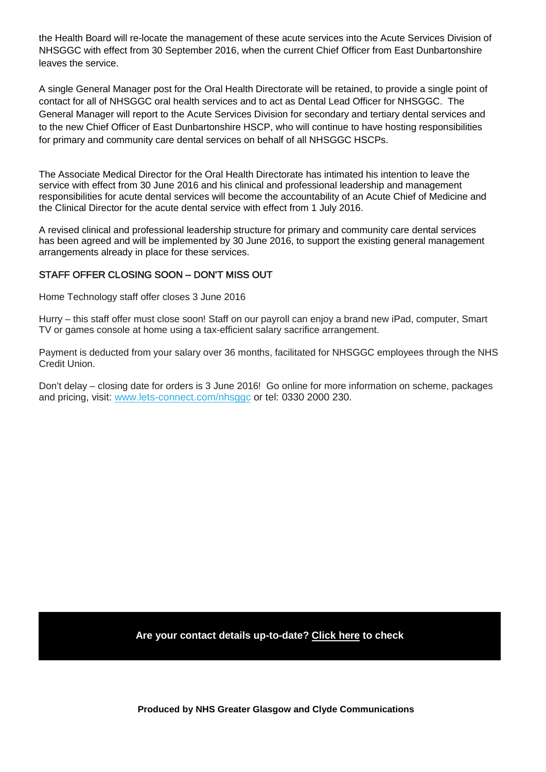the Health Board will re-locate the management of these acute services into the Acute Services Division of NHSGGC with effect from 30 September 2016, when the current Chief Officer from East Dunbartonshire leaves the service.

A single General Manager post for the Oral Health Directorate will be retained, to provide a single point of contact for all of NHSGGC oral health services and to act as Dental Lead Officer for NHSGGC. The General Manager will report to the Acute Services Division for secondary and tertiary dental services and to the new Chief Officer of East Dunbartonshire HSCP, who will continue to have hosting responsibilities for primary and community care dental services on behalf of all NHSGGC HSCPs.

The Associate Medical Director for the Oral Health Directorate has intimated his intention to leave the service with effect from 30 June 2016 and his clinical and professional leadership and management responsibilities for acute dental services will become the accountability of an Acute Chief of Medicine and the Clinical Director for the acute dental service with effect from 1 July 2016.

A revised clinical and professional leadership structure for primary and community care dental services has been agreed and will be implemented by 30 June 2016, to support the existing general management arrangements already in place for these services.

## STAFF OFFER CLOSING SOON – DON'T MISS OUT

Home Technology staff offer closes 3 June 2016

Hurry – this staff offer must close soon! Staff on our payroll can enjoy a brand new iPad, computer, Smart TV or games console at home using a tax-efficient salary sacrifice arrangement.

Payment is deducted from your salary over 36 months, facilitated for NHSGGC employees through the NHS Credit Union.

Don't delay – closing date for orders is 3 June 2016! Go online for more information on scheme, packages and pricing, visit: www.lets-connect.com/nhsggc or tel: 0330 2000 230.

**Are your contact details up-to-date? Click here to check**

**Produced by NHS Greater Glasgow and Clyde Communications**